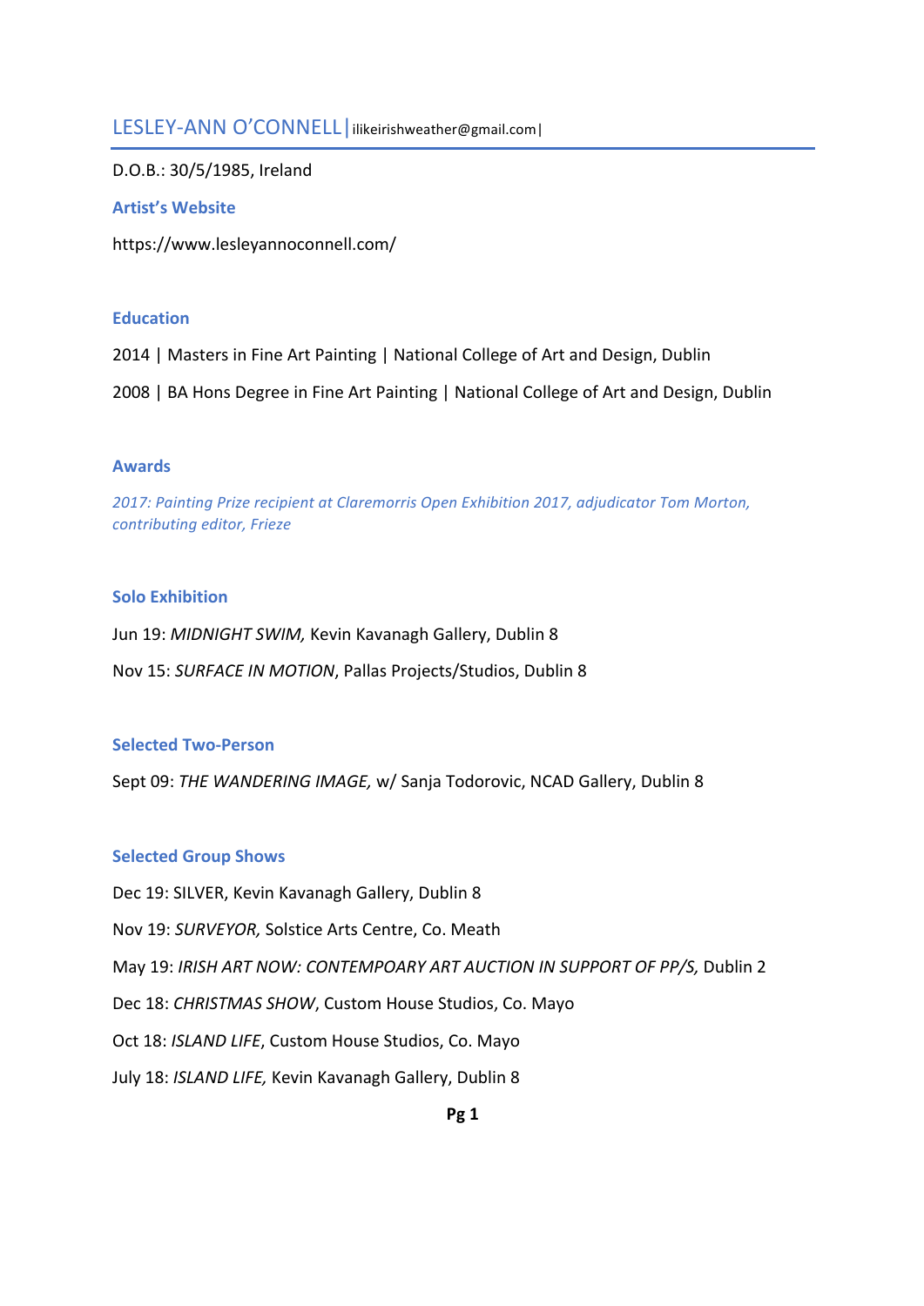# LESLEY-ANN O'CONNELL | ilikeirishweather@gmail.com |

D.O.B.: 30/5/1985, Ireland

### Artist's Website

https://www.lesleyannoconnell.com/

### Education

2014 | Masters in Fine Art Painting | National College of Art and Design, Dublin

2008 | BA Hons Degree in Fine Art Painting | National College of Art and Design, Dublin

### Awards

*2017: Painting Prize recipient at Claremorris Open Exhibition 2017, adjudicator Tom Morton, contributing editor, Frieze*

### Solo Exhibition

Jun 19: *MIDNIGHT SWIM,* Kevin Kavanagh Gallery, Dublin 8

Nov 15: *SURFACE IN MOTION*, Pallas Projects/Studios, Dublin 8

### Selected Two-Person

Sept 09: *THE WANDERING IMAGE,* w/ Sanja Todorovic, NCAD Gallery, Dublin 8

### Selected Group Shows

Dec 19: SILVER, Kevin Kavanagh Gallery, Dublin 8

Nov 19: *SURVEYOR,* Solstice Arts Centre, Co. Meath

May 19: *IRISH ART NOW: CONTEMPOARY ART AUCTION IN SUPPORT OF PP/S,* Dublin 2

Dec 18: *CHRISTMAS SHOW*, Custom House Studios, Co. Mayo

Oct 18: *ISLAND LIFE*, Custom House Studios, Co. Mayo

July 18: *ISLAND LIFE,* Kevin Kavanagh Gallery, Dublin 8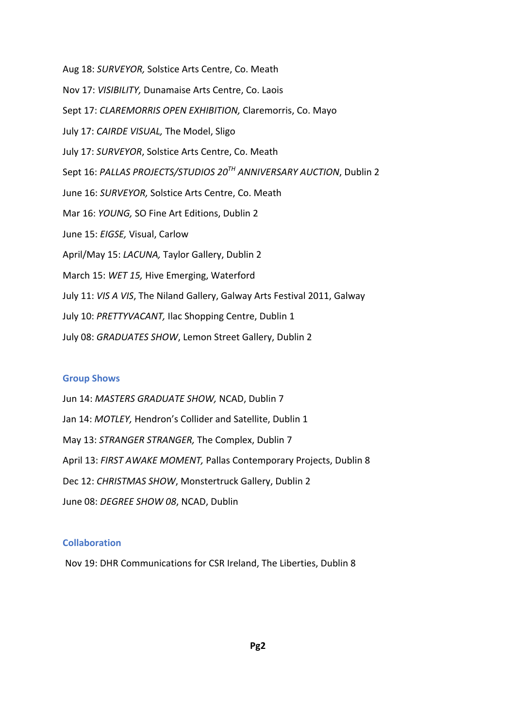Aug 18: *SURVEYOR,* Solstice Arts Centre, Co. Meath

Nov 17: *VISIBILITY,* Dunamaise Arts Centre, Co. Laois

Sept 17: *CLAREMORRIS OPEN EXHIBITION,* Claremorris, Co. Mayo

July 17: *CAIRDE VISUAL,* The Model, Sligo

July 17: *SURVEYOR*, Solstice Arts Centre, Co. Meath

Sept 16: *PALLAS PROJECTS/STUDIOS 20TH ANNIVERSARY AUCTION*, Dublin 2

June 16: *SURVEYOR,* Solstice Arts Centre, Co. Meath

Mar 16: *YOUNG,* SO Fine Art Editions, Dublin 2

June 15: *EIGSE,* Visual, Carlow

April/May 15: *LACUNA,* Taylor Gallery, Dublin 2

March 15: *WET 15,* Hive Emerging, Waterford

July 11: *VIS A VIS*, The Niland Gallery, Galway Arts Festival 2011, Galway

July 10: *PRETTYVACANT,* Ilac Shopping Centre, Dublin 1

July 08: *GRADUATES SHOW*, Lemon Street Gallery, Dublin 2

## Group Shows

Jun 14: *MASTERS GRADUATE SHOW,* NCAD, Dublin 7

Jan 14: *MOTLEY,* Hendron's Collider and Satellite, Dublin 1

May 13: *STRANGER STRANGER,* The Complex, Dublin 7

April 13: *FIRST AWAKE MOMENT,* Pallas Contemporary Projects, Dublin 8

Dec 12: *CHRISTMAS SHOW*, Monstertruck Gallery, Dublin 2

June 08: *DEGREE SHOW 08*, NCAD, Dublin

## Collaboration

Nov 19: DHR Communications for CSR Ireland, The Liberties, Dublin 8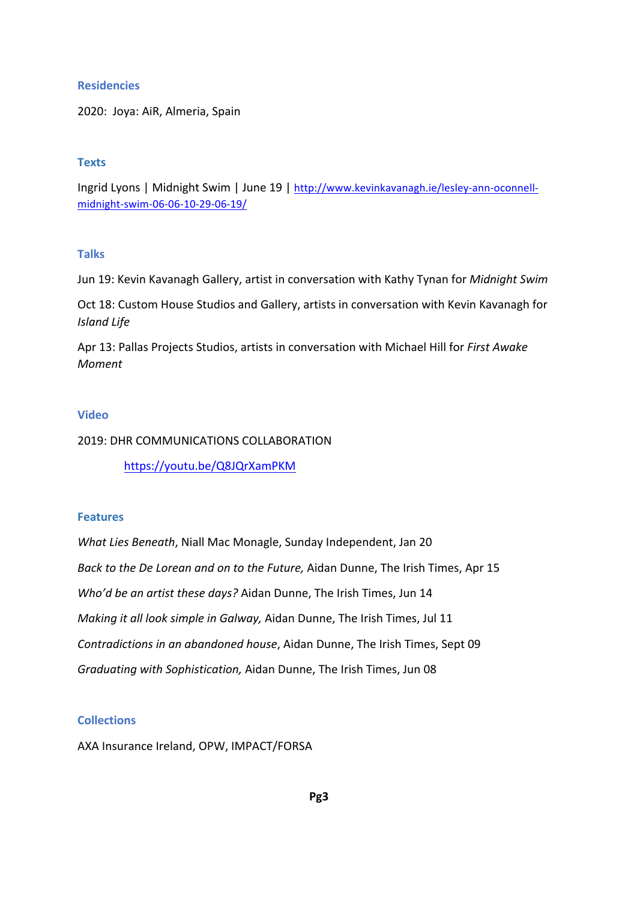### Residencies

2020: Joya: AiR, Almeria, Spain

### Texts

Ingrid Lyons | Midnight Swim | June 19 | http://www.kevinkavanagh.ie/lesley-ann-oconnell-midnight-swim-06-06-10-29-06-19/

### Talks

Jun 19: Kevin Kavanagh Gallery, artist in conversation with Kathy Tynan for *Midnight Swim*

Oct 18: Custom House Studios and Gallery, artists in conversation with Kevin Kavanagh for *Island Life*

Apr 13: Pallas Projects Studios, artists in conversation with Michael Hill for *First Awake Moment*

### Video

2019: DHR COMMUNICATIONS COLLABORATION

https://youtu.be/Q8JQrXamPKM

### Features

*What Lies Beneath*, Niall Mac Monagle, Sunday Independent, Jan 20

*Back to the De Lorean and on to the Future,* Aidan Dunne, The Irish Times, Apr 15

*Who'd be an artist these days?* Aidan Dunne, The Irish Times, Jun 14

*Making it all look simple in Galway,* Aidan Dunne, The Irish Times, Jul 11

*Contradictions in an abandoned house*, Aidan Dunne, The Irish Times, Sept 09

*Graduating with Sophistication,* Aidan Dunne, The Irish Times, Jun 08

### Collections

AXA Insurance Ireland, OPW, IMPACT/FORSA